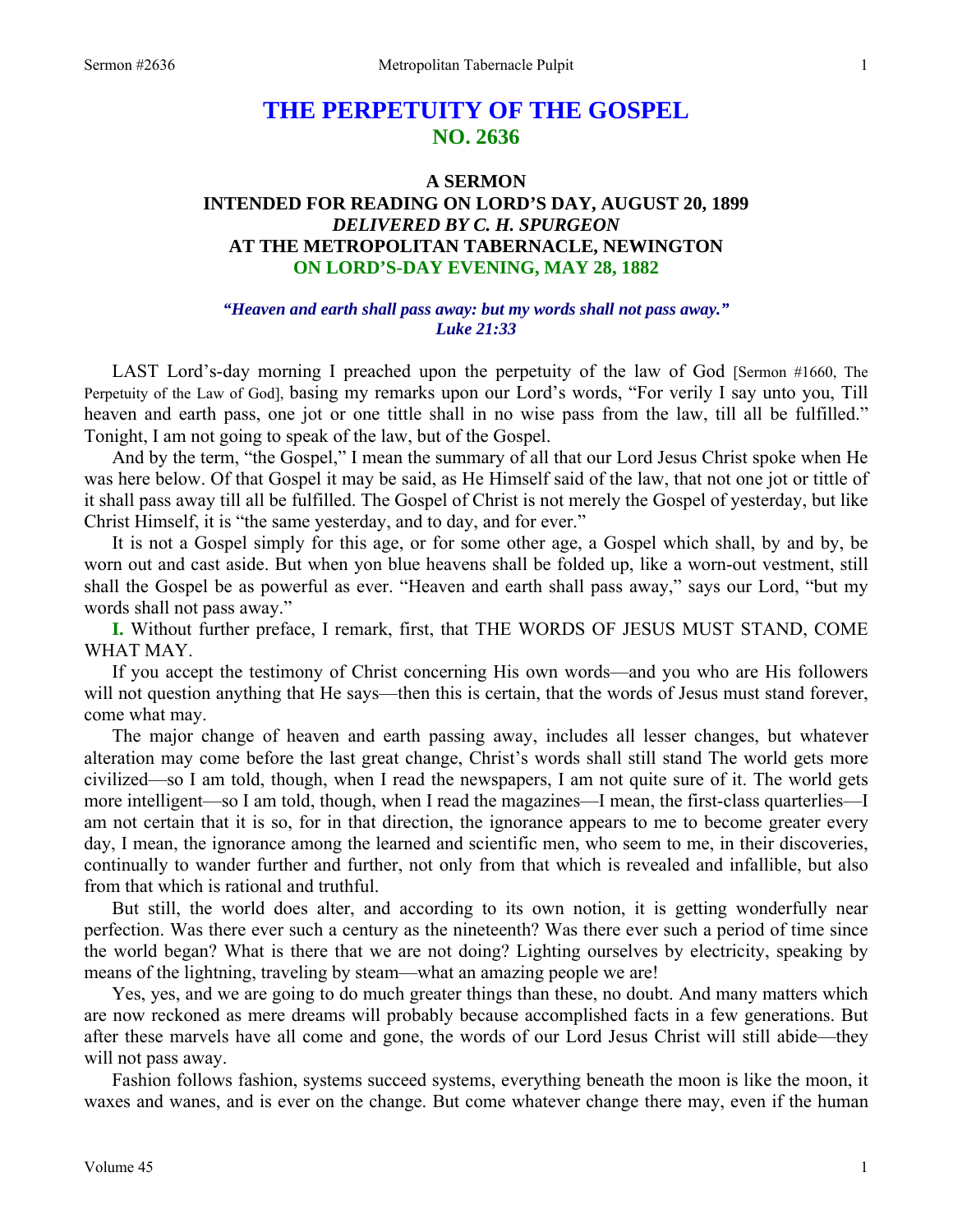# THE PERPETUITY OF THE GOSPEL
## NO. 2636

### A SERMON
### INTENDED FOR READING ON LORD'S DAY, AUGUST 20, 1899
### *DELIVERED BY C. H. SPURGEON*
### AT THE METROPOLITAN TABERNACLE, NEWINGTON
### ON LORD'S-DAY EVENING, MAY 28, 1882

***"Heaven and earth shall pass away: but my words shall not pass away." Luke 21:33***

LAST Lord's-day morning I preached upon the perpetuity of the law of God [Sermon #1660, The Perpetuity of the Law of God], basing my remarks upon our Lord's words, "For verily I say unto you, Till heaven and earth pass, one jot or one tittle shall in no wise pass from the law, till all be fulfilled." Tonight, I am not going to speak of the law, but of the Gospel.

And by the term, "the Gospel," I mean the summary of all that our Lord Jesus Christ spoke when He was here below. Of that Gospel it may be said, as He Himself said of the law, that not one jot or tittle of it shall pass away till all be fulfilled. The Gospel of Christ is not merely the Gospel of yesterday, but like Christ Himself, it is "the same yesterday, and to day, and for ever."

It is not a Gospel simply for this age, or for some other age, a Gospel which shall, by and by, be worn out and cast aside. But when yon blue heavens shall be folded up, like a worn-out vestment, still shall the Gospel be as powerful as ever. "Heaven and earth shall pass away," says our Lord, "but my words shall not pass away."

**I.** Without further preface, I remark, first, that THE WORDS OF JESUS MUST STAND, COME WHAT MAY.

If you accept the testimony of Christ concerning His own words—and you who are His followers will not question anything that He says—then this is certain, that the words of Jesus must stand forever, come what may.

The major change of heaven and earth passing away, includes all lesser changes, but whatever alteration may come before the last great change, Christ's words shall still stand The world gets more civilized—so I am told, though, when I read the newspapers, I am not quite sure of it. The world gets more intelligent—so I am told, though, when I read the magazines—I mean, the first-class quarterlies—I am not certain that it is so, for in that direction, the ignorance appears to me to become greater every day, I mean, the ignorance among the learned and scientific men, who seem to me, in their discoveries, continually to wander further and further, not only from that which is revealed and infallible, but also from that which is rational and truthful.

But still, the world does alter, and according to its own notion, it is getting wonderfully near perfection. Was there ever such a century as the nineteenth? Was there ever such a period of time since the world began? What is there that we are not doing? Lighting ourselves by electricity, speaking by means of the lightning, traveling by steam—what an amazing people we are!

Yes, yes, and we are going to do much greater things than these, no doubt. And many matters which are now reckoned as mere dreams will probably because accomplished facts in a few generations. But after these marvels have all come and gone, the words of our Lord Jesus Christ will still abide—they will not pass away.

Fashion follows fashion, systems succeed systems, everything beneath the moon is like the moon, it waxes and wanes, and is ever on the change. But come whatever change there may, even if the human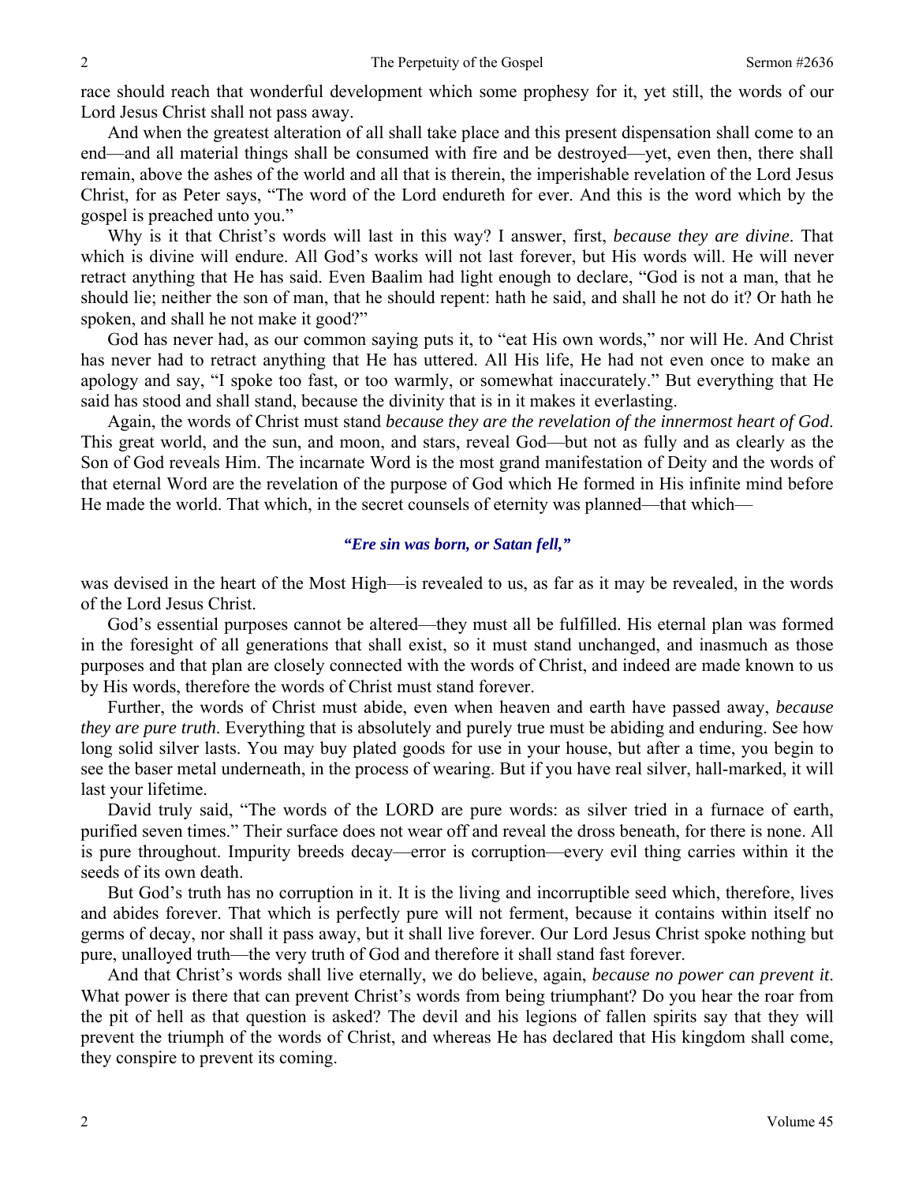race should reach that wonderful development which some prophesy for it, yet still, the words of our Lord Jesus Christ shall not pass away.

And when the greatest alteration of all shall take place and this present dispensation shall come to an end—and all material things shall be consumed with fire and be destroyed—yet, even then, there shall remain, above the ashes of the world and all that is therein, the imperishable revelation of the Lord Jesus Christ, for as Peter says, "The word of the Lord endureth for ever. And this is the word which by the gospel is preached unto you."

Why is it that Christ's words will last in this way? I answer, first, *because they are divine*. That which is divine will endure. All God's works will not last forever, but His words will. He will never retract anything that He has said. Even Baalim had light enough to declare, "God is not a man, that he should lie; neither the son of man, that he should repent: hath he said, and shall he not do it? Or hath he spoken, and shall he not make it good?"

God has never had, as our common saying puts it, to "eat His own words," nor will He. And Christ has never had to retract anything that He has uttered. All His life, He had not even once to make an apology and say, "I spoke too fast, or too warmly, or somewhat inaccurately." But everything that He said has stood and shall stand, because the divinity that is in it makes it everlasting.

Again, the words of Christ must stand *because they are the revelation of the innermost heart of God*. This great world, and the sun, and moon, and stars, reveal God—but not as fully and as clearly as the Son of God reveals Him. The incarnate Word is the most grand manifestation of Deity and the words of that eternal Word are the revelation of the purpose of God which He formed in His infinite mind before He made the world. That which, in the secret counsels of eternity was planned—that which—

***"Ere sin was born, or Satan fell,"***

was devised in the heart of the Most High—is revealed to us, as far as it may be revealed, in the words of the Lord Jesus Christ.

God's essential purposes cannot be altered—they must all be fulfilled. His eternal plan was formed in the foresight of all generations that shall exist, so it must stand unchanged, and inasmuch as those purposes and that plan are closely connected with the words of Christ, and indeed are made known to us by His words, therefore the words of Christ must stand forever.

Further, the words of Christ must abide, even when heaven and earth have passed away, *because they are pure truth*. Everything that is absolutely and purely true must be abiding and enduring. See how long solid silver lasts. You may buy plated goods for use in your house, but after a time, you begin to see the baser metal underneath, in the process of wearing. But if you have real silver, hall-marked, it will last your lifetime.

David truly said, "The words of the LORD are pure words: as silver tried in a furnace of earth, purified seven times." Their surface does not wear off and reveal the dross beneath, for there is none. All is pure throughout. Impurity breeds decay—error is corruption—every evil thing carries within it the seeds of its own death.

But God's truth has no corruption in it. It is the living and incorruptible seed which, therefore, lives and abides forever. That which is perfectly pure will not ferment, because it contains within itself no germs of decay, nor shall it pass away, but it shall live forever. Our Lord Jesus Christ spoke nothing but pure, unalloyed truth—the very truth of God and therefore it shall stand fast forever.

And that Christ's words shall live eternally, we do believe, again, *because no power can prevent it*. What power is there that can prevent Christ's words from being triumphant? Do you hear the roar from the pit of hell as that question is asked? The devil and his legions of fallen spirits say that they will prevent the triumph of the words of Christ, and whereas He has declared that His kingdom shall come, they conspire to prevent its coming.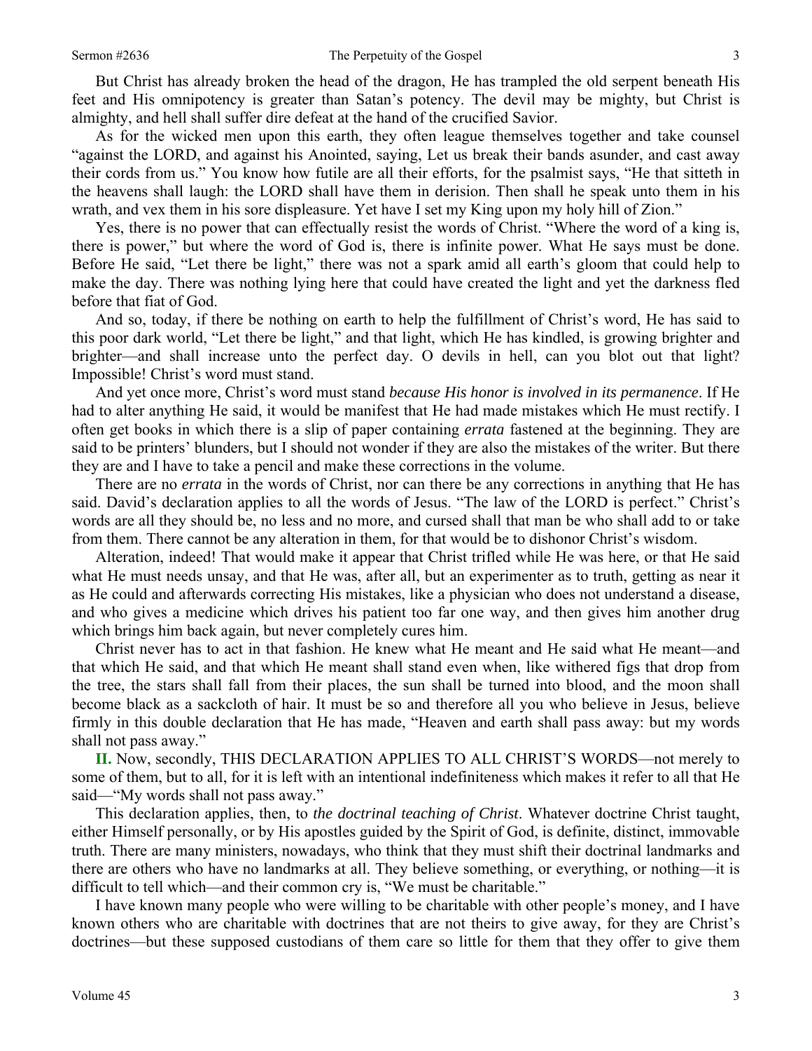But Christ has already broken the head of the dragon, He has trampled the old serpent beneath His feet and His omnipotency is greater than Satan's potency. The devil may be mighty, but Christ is almighty, and hell shall suffer dire defeat at the hand of the crucified Savior.

As for the wicked men upon this earth, they often league themselves together and take counsel "against the LORD, and against his Anointed, saying, Let us break their bands asunder, and cast away their cords from us." You know how futile are all their efforts, for the psalmist says, "He that sitteth in the heavens shall laugh: the LORD shall have them in derision. Then shall he speak unto them in his wrath, and vex them in his sore displeasure. Yet have I set my King upon my holy hill of Zion."

Yes, there is no power that can effectually resist the words of Christ. "Where the word of a king is, there is power," but where the word of God is, there is infinite power. What He says must be done. Before He said, "Let there be light," there was not a spark amid all earth's gloom that could help to make the day. There was nothing lying here that could have created the light and yet the darkness fled before that fiat of God.

And so, today, if there be nothing on earth to help the fulfillment of Christ's word, He has said to this poor dark world, "Let there be light," and that light, which He has kindled, is growing brighter and brighter—and shall increase unto the perfect day. O devils in hell, can you blot out that light? Impossible! Christ's word must stand.

And yet once more, Christ's word must stand *because His honor is involved in its permanence*. If He had to alter anything He said, it would be manifest that He had made mistakes which He must rectify. I often get books in which there is a slip of paper containing *errata* fastened at the beginning. They are said to be printers' blunders, but I should not wonder if they are also the mistakes of the writer. But there they are and I have to take a pencil and make these corrections in the volume.

There are no *errata* in the words of Christ, nor can there be any corrections in anything that He has said. David's declaration applies to all the words of Jesus. "The law of the LORD is perfect." Christ's words are all they should be, no less and no more, and cursed shall that man be who shall add to or take from them. There cannot be any alteration in them, for that would be to dishonor Christ's wisdom.

Alteration, indeed! That would make it appear that Christ trifled while He was here, or that He said what He must needs unsay, and that He was, after all, but an experimenter as to truth, getting as near it as He could and afterwards correcting His mistakes, like a physician who does not understand a disease, and who gives a medicine which drives his patient too far one way, and then gives him another drug which brings him back again, but never completely cures him.

Christ never has to act in that fashion. He knew what He meant and He said what He meant—and that which He said, and that which He meant shall stand even when, like withered figs that drop from the tree, the stars shall fall from their places, the sun shall be turned into blood, and the moon shall become black as a sackcloth of hair. It must be so and therefore all you who believe in Jesus, believe firmly in this double declaration that He has made, "Heaven and earth shall pass away: but my words shall not pass away."

**II.** Now, secondly, THIS DECLARATION APPLIES TO ALL CHRIST'S WORDS—not merely to some of them, but to all, for it is left with an intentional indefiniteness which makes it refer to all that He said—"My words shall not pass away."

This declaration applies, then, to *the doctrinal teaching of Christ*. Whatever doctrine Christ taught, either Himself personally, or by His apostles guided by the Spirit of God, is definite, distinct, immovable truth. There are many ministers, nowadays, who think that they must shift their doctrinal landmarks and there are others who have no landmarks at all. They believe something, or everything, or nothing—it is difficult to tell which—and their common cry is, "We must be charitable."

I have known many people who were willing to be charitable with other people's money, and I have known others who are charitable with doctrines that are not theirs to give away, for they are Christ's doctrines—but these supposed custodians of them care so little for them that they offer to give them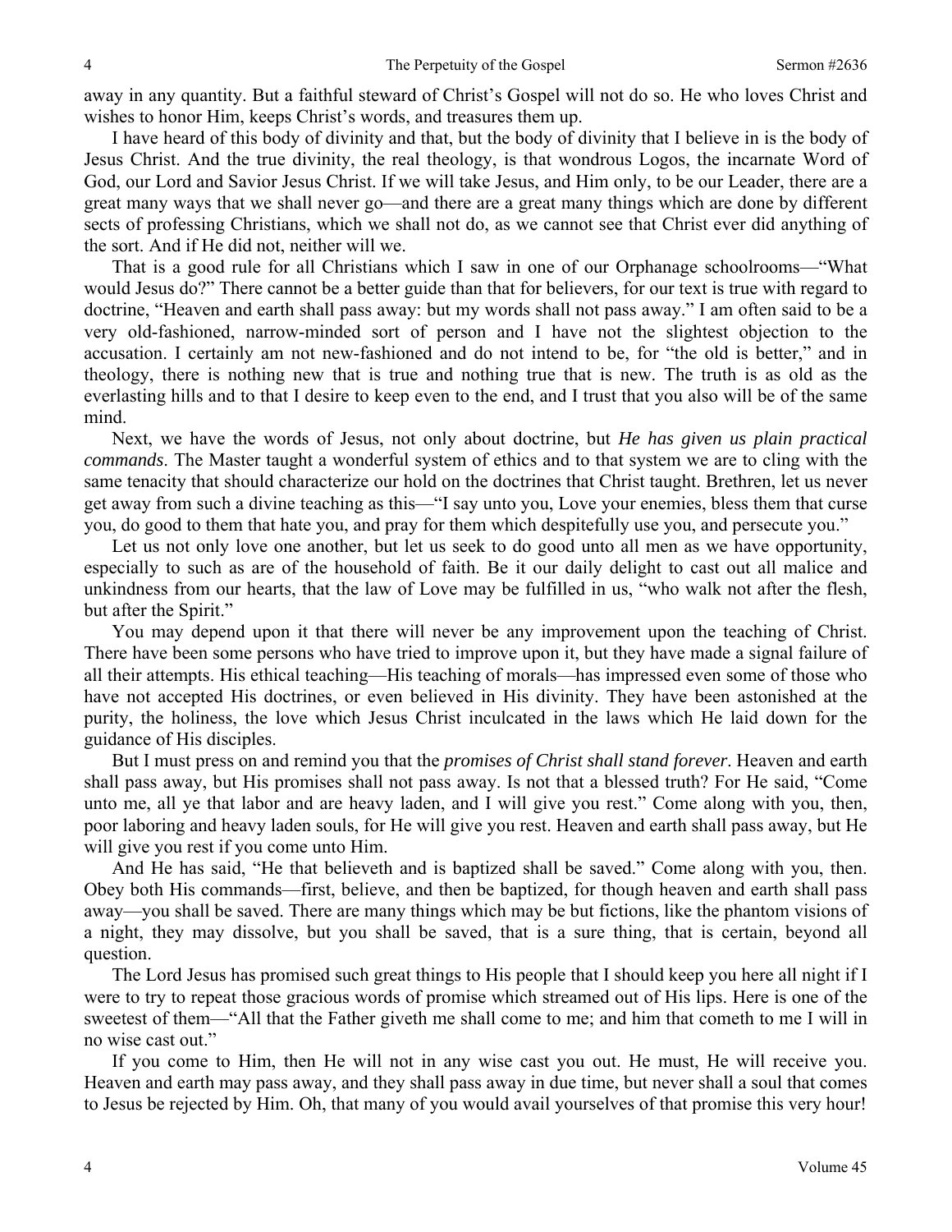away in any quantity. But a faithful steward of Christ's Gospel will not do so. He who loves Christ and wishes to honor Him, keeps Christ's words, and treasures them up.

I have heard of this body of divinity and that, but the body of divinity that I believe in is the body of Jesus Christ. And the true divinity, the real theology, is that wondrous Logos, the incarnate Word of God, our Lord and Savior Jesus Christ. If we will take Jesus, and Him only, to be our Leader, there are a great many ways that we shall never go—and there are a great many things which are done by different sects of professing Christians, which we shall not do, as we cannot see that Christ ever did anything of the sort. And if He did not, neither will we.

That is a good rule for all Christians which I saw in one of our Orphanage schoolrooms—"What would Jesus do?" There cannot be a better guide than that for believers, for our text is true with regard to doctrine, "Heaven and earth shall pass away: but my words shall not pass away." I am often said to be a very old-fashioned, narrow-minded sort of person and I have not the slightest objection to the accusation. I certainly am not new-fashioned and do not intend to be, for "the old is better," and in theology, there is nothing new that is true and nothing true that is new. The truth is as old as the everlasting hills and to that I desire to keep even to the end, and I trust that you also will be of the same mind.

Next, we have the words of Jesus, not only about doctrine, but *He has given us plain practical commands*. The Master taught a wonderful system of ethics and to that system we are to cling with the same tenacity that should characterize our hold on the doctrines that Christ taught. Brethren, let us never get away from such a divine teaching as this—"I say unto you, Love your enemies, bless them that curse you, do good to them that hate you, and pray for them which despitefully use you, and persecute you."

Let us not only love one another, but let us seek to do good unto all men as we have opportunity, especially to such as are of the household of faith. Be it our daily delight to cast out all malice and unkindness from our hearts, that the law of Love may be fulfilled in us, "who walk not after the flesh, but after the Spirit."

You may depend upon it that there will never be any improvement upon the teaching of Christ. There have been some persons who have tried to improve upon it, but they have made a signal failure of all their attempts. His ethical teaching—His teaching of morals—has impressed even some of those who have not accepted His doctrines, or even believed in His divinity. They have been astonished at the purity, the holiness, the love which Jesus Christ inculcated in the laws which He laid down for the guidance of His disciples.

But I must press on and remind you that the *promises of Christ shall stand forever*. Heaven and earth shall pass away, but His promises shall not pass away. Is not that a blessed truth? For He said, "Come unto me, all ye that labor and are heavy laden, and I will give you rest." Come along with you, then, poor laboring and heavy laden souls, for He will give you rest. Heaven and earth shall pass away, but He will give you rest if you come unto Him.

And He has said, "He that believeth and is baptized shall be saved." Come along with you, then. Obey both His commands—first, believe, and then be baptized, for though heaven and earth shall pass away—you shall be saved. There are many things which may be but fictions, like the phantom visions of a night, they may dissolve, but you shall be saved, that is a sure thing, that is certain, beyond all question.

The Lord Jesus has promised such great things to His people that I should keep you here all night if I were to try to repeat those gracious words of promise which streamed out of His lips. Here is one of the sweetest of them—"All that the Father giveth me shall come to me; and him that cometh to me I will in no wise cast out."

If you come to Him, then He will not in any wise cast you out. He must, He will receive you. Heaven and earth may pass away, and they shall pass away in due time, but never shall a soul that comes to Jesus be rejected by Him. Oh, that many of you would avail yourselves of that promise this very hour!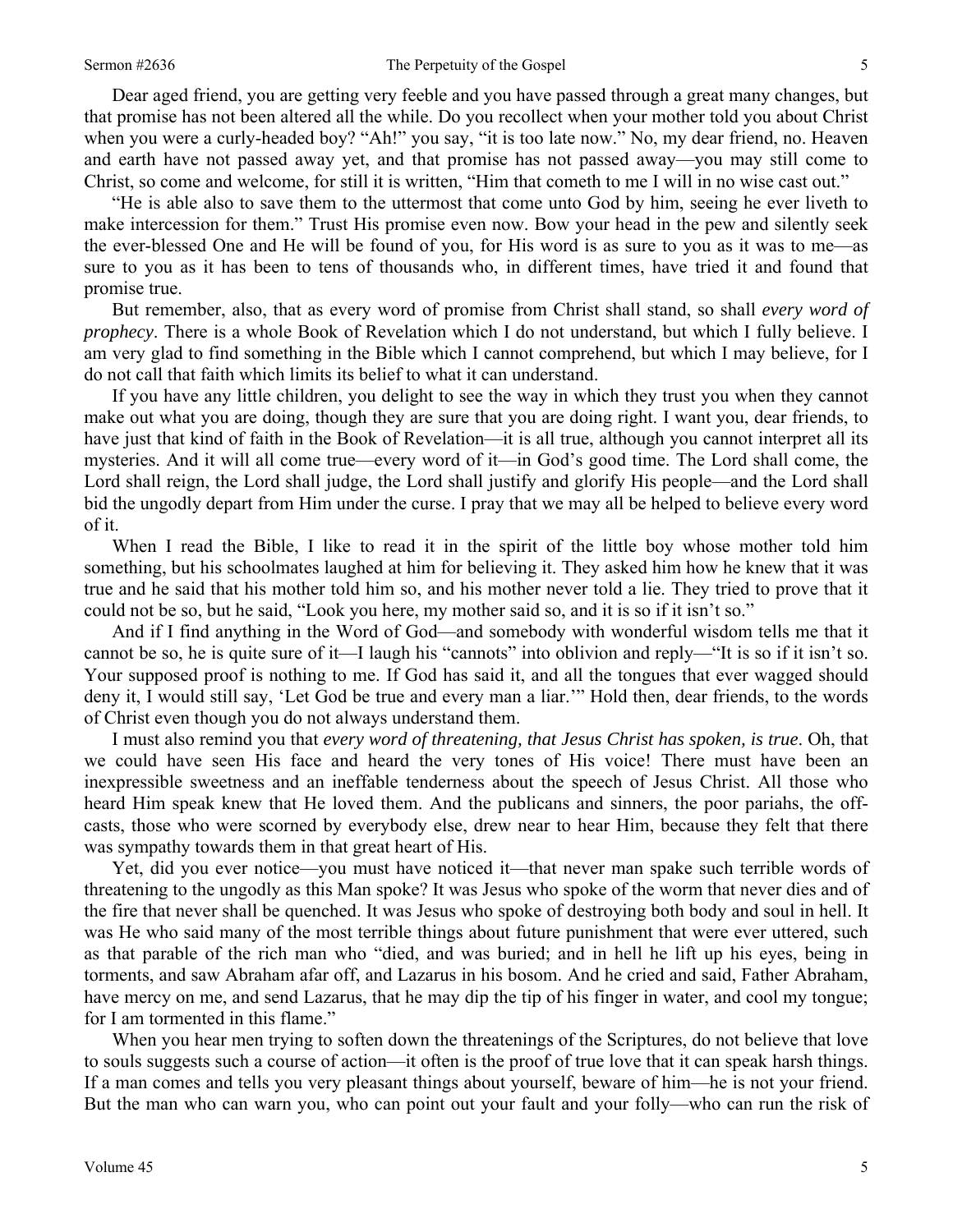Dear aged friend, you are getting very feeble and you have passed through a great many changes, but that promise has not been altered all the while. Do you recollect when your mother told you about Christ when you were a curly-headed boy? "Ah!" you say, "it is too late now." No, my dear friend, no. Heaven and earth have not passed away yet, and that promise has not passed away—you may still come to Christ, so come and welcome, for still it is written, "Him that cometh to me I will in no wise cast out."

"He is able also to save them to the uttermost that come unto God by him, seeing he ever liveth to make intercession for them." Trust His promise even now. Bow your head in the pew and silently seek the ever-blessed One and He will be found of you, for His word is as sure to you as it was to me—as sure to you as it has been to tens of thousands who, in different times, have tried it and found that promise true.

But remember, also, that as every word of promise from Christ shall stand, so shall *every word of prophecy*. There is a whole Book of Revelation which I do not understand, but which I fully believe. I am very glad to find something in the Bible which I cannot comprehend, but which I may believe, for I do not call that faith which limits its belief to what it can understand.

If you have any little children, you delight to see the way in which they trust you when they cannot make out what you are doing, though they are sure that you are doing right. I want you, dear friends, to have just that kind of faith in the Book of Revelation—it is all true, although you cannot interpret all its mysteries. And it will all come true—every word of it—in God's good time. The Lord shall come, the Lord shall reign, the Lord shall judge, the Lord shall justify and glorify His people—and the Lord shall bid the ungodly depart from Him under the curse. I pray that we may all be helped to believe every word of it.

When I read the Bible, I like to read it in the spirit of the little boy whose mother told him something, but his schoolmates laughed at him for believing it. They asked him how he knew that it was true and he said that his mother told him so, and his mother never told a lie. They tried to prove that it could not be so, but he said, "Look you here, my mother said so, and it is so if it isn't so."

And if I find anything in the Word of God—and somebody with wonderful wisdom tells me that it cannot be so, he is quite sure of it—I laugh his "cannots" into oblivion and reply—"It is so if it isn't so. Your supposed proof is nothing to me. If God has said it, and all the tongues that ever wagged should deny it, I would still say, 'Let God be true and every man a liar.'" Hold then, dear friends, to the words of Christ even though you do not always understand them.

I must also remind you that *every word of threatening, that Jesus Christ has spoken, is true*. Oh, that we could have seen His face and heard the very tones of His voice! There must have been an inexpressible sweetness and an ineffable tenderness about the speech of Jesus Christ. All those who heard Him speak knew that He loved them. And the publicans and sinners, the poor pariahs, the off-casts, those who were scorned by everybody else, drew near to hear Him, because they felt that there was sympathy towards them in that great heart of His.

Yet, did you ever notice—you must have noticed it—that never man spake such terrible words of threatening to the ungodly as this Man spoke? It was Jesus who spoke of the worm that never dies and of the fire that never shall be quenched. It was Jesus who spoke of destroying both body and soul in hell. It was He who said many of the most terrible things about future punishment that were ever uttered, such as that parable of the rich man who "died, and was buried; and in hell he lift up his eyes, being in torments, and saw Abraham afar off, and Lazarus in his bosom. And he cried and said, Father Abraham, have mercy on me, and send Lazarus, that he may dip the tip of his finger in water, and cool my tongue; for I am tormented in this flame."

When you hear men trying to soften down the threatenings of the Scriptures, do not believe that love to souls suggests such a course of action—it often is the proof of true love that it can speak harsh things. If a man comes and tells you very pleasant things about yourself, beware of him—he is not your friend. But the man who can warn you, who can point out your fault and your folly—who can run the risk of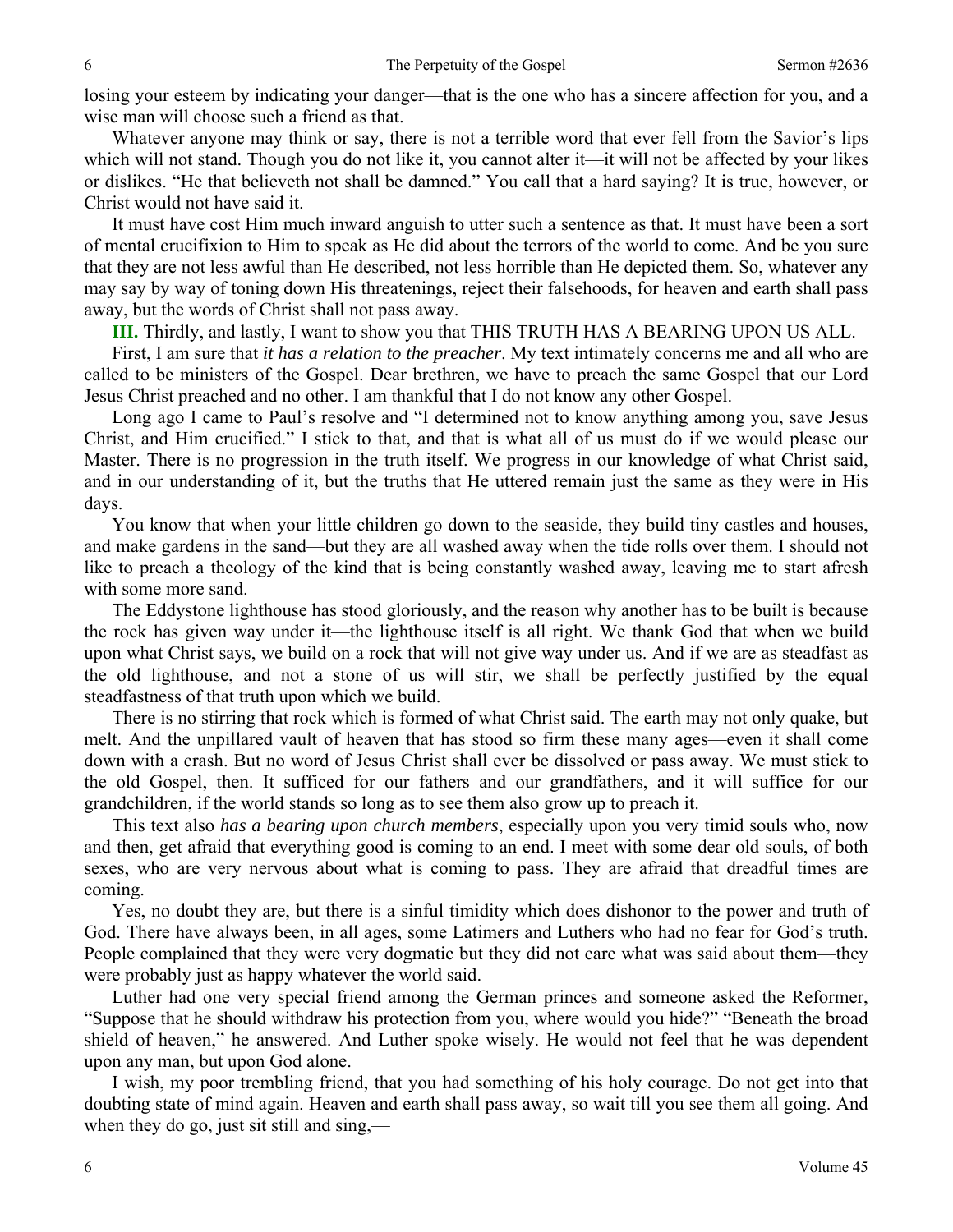losing your esteem by indicating your danger—that is the one who has a sincere affection for you, and a wise man will choose such a friend as that.

Whatever anyone may think or say, there is not a terrible word that ever fell from the Savior's lips which will not stand. Though you do not like it, you cannot alter it—it will not be affected by your likes or dislikes. "He that believeth not shall be damned." You call that a hard saying? It is true, however, or Christ would not have said it.

It must have cost Him much inward anguish to utter such a sentence as that. It must have been a sort of mental crucifixion to Him to speak as He did about the terrors of the world to come. And be you sure that they are not less awful than He described, not less horrible than He depicted them. So, whatever any may say by way of toning down His threatenings, reject their falsehoods, for heaven and earth shall pass away, but the words of Christ shall not pass away.

**III.** Thirdly, and lastly, I want to show you that THIS TRUTH HAS A BEARING UPON US ALL.

First, I am sure that *it has a relation to the preacher*. My text intimately concerns me and all who are called to be ministers of the Gospel. Dear brethren, we have to preach the same Gospel that our Lord Jesus Christ preached and no other. I am thankful that I do not know any other Gospel.

Long ago I came to Paul's resolve and "I determined not to know anything among you, save Jesus Christ, and Him crucified." I stick to that, and that is what all of us must do if we would please our Master. There is no progression in the truth itself. We progress in our knowledge of what Christ said, and in our understanding of it, but the truths that He uttered remain just the same as they were in His days.

You know that when your little children go down to the seaside, they build tiny castles and houses, and make gardens in the sand—but they are all washed away when the tide rolls over them. I should not like to preach a theology of the kind that is being constantly washed away, leaving me to start afresh with some more sand.

The Eddystone lighthouse has stood gloriously, and the reason why another has to be built is because the rock has given way under it—the lighthouse itself is all right. We thank God that when we build upon what Christ says, we build on a rock that will not give way under us. And if we are as steadfast as the old lighthouse, and not a stone of us will stir, we shall be perfectly justified by the equal steadfastness of that truth upon which we build.

There is no stirring that rock which is formed of what Christ said. The earth may not only quake, but melt. And the unpillared vault of heaven that has stood so firm these many ages—even it shall come down with a crash. But no word of Jesus Christ shall ever be dissolved or pass away. We must stick to the old Gospel, then. It sufficed for our fathers and our grandfathers, and it will suffice for our grandchildren, if the world stands so long as to see them also grow up to preach it.

This text also *has a bearing upon church members*, especially upon you very timid souls who, now and then, get afraid that everything good is coming to an end. I meet with some dear old souls, of both sexes, who are very nervous about what is coming to pass. They are afraid that dreadful times are coming.

Yes, no doubt they are, but there is a sinful timidity which does dishonor to the power and truth of God. There have always been, in all ages, some Latimers and Luthers who had no fear for God's truth. People complained that they were very dogmatic but they did not care what was said about them—they were probably just as happy whatever the world said.

Luther had one very special friend among the German princes and someone asked the Reformer, "Suppose that he should withdraw his protection from you, where would you hide?" "Beneath the broad shield of heaven," he answered. And Luther spoke wisely. He would not feel that he was dependent upon any man, but upon God alone.

I wish, my poor trembling friend, that you had something of his holy courage. Do not get into that doubting state of mind again. Heaven and earth shall pass away, so wait till you see them all going. And when they do go, just sit still and sing,—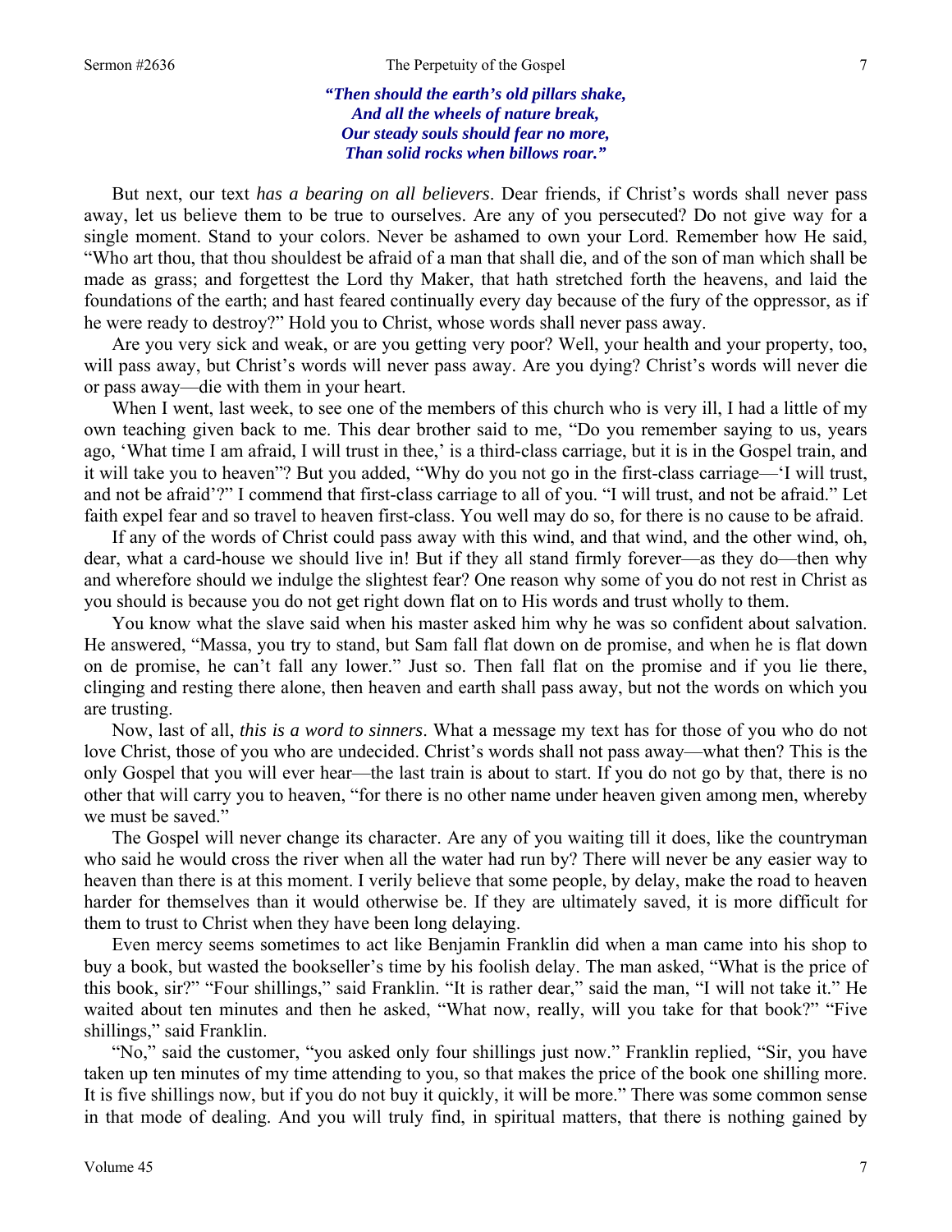*"Then should the earth's old pillars shake,*
*And all the wheels of nature break,*
*Our steady souls should fear no more,*
*Than solid rocks when billows roar."*

But next, our text *has a bearing on all believers*. Dear friends, if Christ's words shall never pass away, let us believe them to be true to ourselves. Are any of you persecuted? Do not give way for a single moment. Stand to your colors. Never be ashamed to own your Lord. Remember how He said, "Who art thou, that thou shouldest be afraid of a man that shall die, and of the son of man which shall be made as grass; and forgettest the Lord thy Maker, that hath stretched forth the heavens, and laid the foundations of the earth; and hast feared continually every day because of the fury of the oppressor, as if he were ready to destroy?" Hold you to Christ, whose words shall never pass away.

Are you very sick and weak, or are you getting very poor? Well, your health and your property, too, will pass away, but Christ's words will never pass away. Are you dying? Christ's words will never die or pass away—die with them in your heart.

When I went, last week, to see one of the members of this church who is very ill, I had a little of my own teaching given back to me. This dear brother said to me, "Do you remember saying to us, years ago, 'What time I am afraid, I will trust in thee,' is a third-class carriage, but it is in the Gospel train, and it will take you to heaven"? But you added, "Why do you not go in the first-class carriage—'I will trust, and not be afraid'?" I commend that first-class carriage to all of you. "I will trust, and not be afraid." Let faith expel fear and so travel to heaven first-class. You well may do so, for there is no cause to be afraid.

If any of the words of Christ could pass away with this wind, and that wind, and the other wind, oh, dear, what a card-house we should live in! But if they all stand firmly forever—as they do—then why and wherefore should we indulge the slightest fear? One reason why some of you do not rest in Christ as you should is because you do not get right down flat on to His words and trust wholly to them.

You know what the slave said when his master asked him why he was so confident about salvation. He answered, "Massa, you try to stand, but Sam fall flat down on de promise, and when he is flat down on de promise, he can't fall any lower." Just so. Then fall flat on the promise and if you lie there, clinging and resting there alone, then heaven and earth shall pass away, but not the words on which you are trusting.

Now, last of all, *this is a word to sinners*. What a message my text has for those of you who do not love Christ, those of you who are undecided. Christ's words shall not pass away—what then? This is the only Gospel that you will ever hear—the last train is about to start. If you do not go by that, there is no other that will carry you to heaven, "for there is no other name under heaven given among men, whereby we must be saved."

The Gospel will never change its character. Are any of you waiting till it does, like the countryman who said he would cross the river when all the water had run by? There will never be any easier way to heaven than there is at this moment. I verily believe that some people, by delay, make the road to heaven harder for themselves than it would otherwise be. If they are ultimately saved, it is more difficult for them to trust to Christ when they have been long delaying.

Even mercy seems sometimes to act like Benjamin Franklin did when a man came into his shop to buy a book, but wasted the bookseller's time by his foolish delay. The man asked, "What is the price of this book, sir?" "Four shillings," said Franklin. "It is rather dear," said the man, "I will not take it." He waited about ten minutes and then he asked, "What now, really, will you take for that book?" "Five shillings," said Franklin.

"No," said the customer, "you asked only four shillings just now." Franklin replied, "Sir, you have taken up ten minutes of my time attending to you, so that makes the price of the book one shilling more. It is five shillings now, but if you do not buy it quickly, it will be more." There was some common sense in that mode of dealing. And you will truly find, in spiritual matters, that there is nothing gained by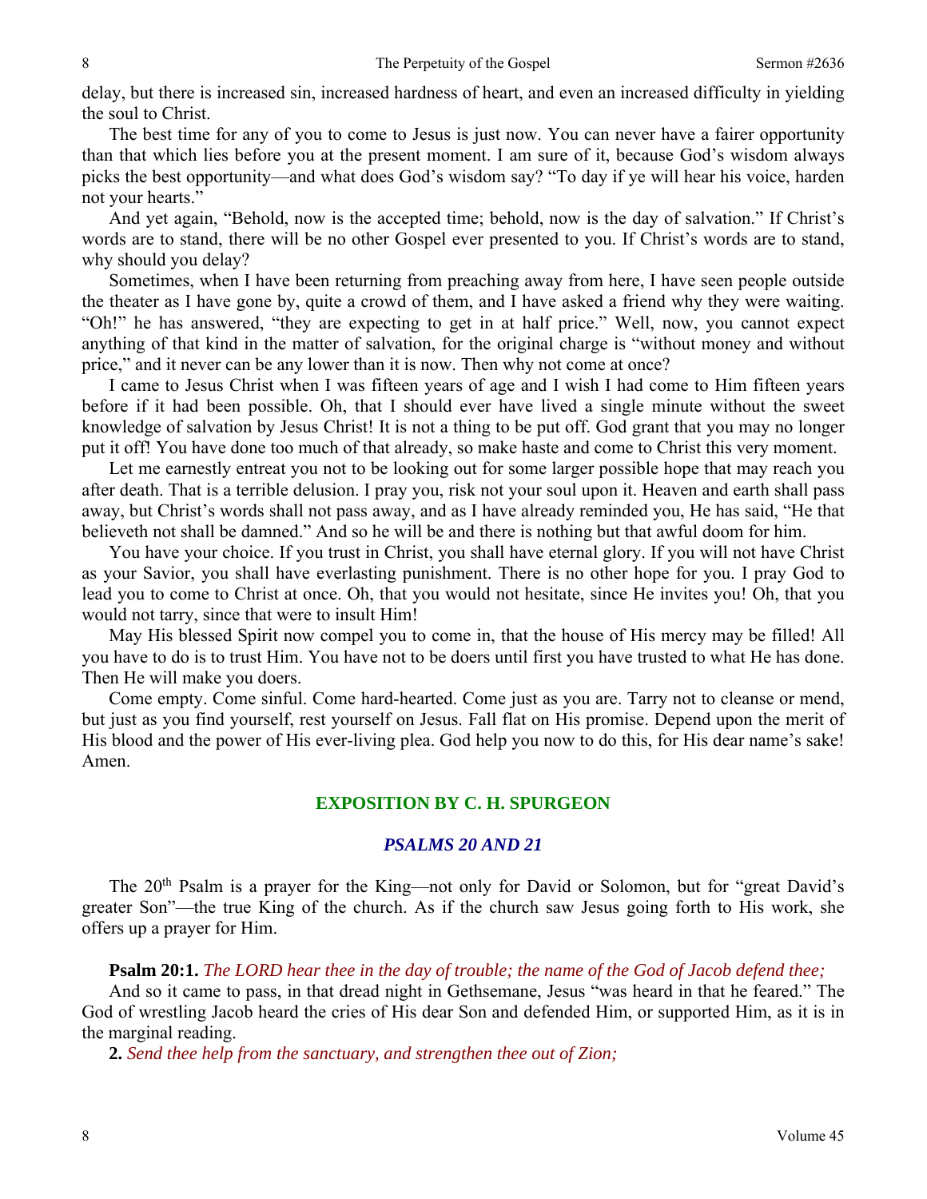delay, but there is increased sin, increased hardness of heart, and even an increased difficulty in yielding the soul to Christ.

The best time for any of you to come to Jesus is just now. You can never have a fairer opportunity than that which lies before you at the present moment. I am sure of it, because God's wisdom always picks the best opportunity—and what does God's wisdom say? "To day if ye will hear his voice, harden not your hearts."

And yet again, "Behold, now is the accepted time; behold, now is the day of salvation." If Christ's words are to stand, there will be no other Gospel ever presented to you. If Christ's words are to stand, why should you delay?

Sometimes, when I have been returning from preaching away from here, I have seen people outside the theater as I have gone by, quite a crowd of them, and I have asked a friend why they were waiting. "Oh!" he has answered, "they are expecting to get in at half price." Well, now, you cannot expect anything of that kind in the matter of salvation, for the original charge is "without money and without price," and it never can be any lower than it is now. Then why not come at once?

I came to Jesus Christ when I was fifteen years of age and I wish I had come to Him fifteen years before if it had been possible. Oh, that I should ever have lived a single minute without the sweet knowledge of salvation by Jesus Christ! It is not a thing to be put off. God grant that you may no longer put it off! You have done too much of that already, so make haste and come to Christ this very moment.

Let me earnestly entreat you not to be looking out for some larger possible hope that may reach you after death. That is a terrible delusion. I pray you, risk not your soul upon it. Heaven and earth shall pass away, but Christ's words shall not pass away, and as I have already reminded you, He has said, "He that believeth not shall be damned." And so he will be and there is nothing but that awful doom for him.

You have your choice. If you trust in Christ, you shall have eternal glory. If you will not have Christ as your Savior, you shall have everlasting punishment. There is no other hope for you. I pray God to lead you to come to Christ at once. Oh, that you would not hesitate, since He invites you! Oh, that you would not tarry, since that were to insult Him!

May His blessed Spirit now compel you to come in, that the house of His mercy may be filled! All you have to do is to trust Him. You have not to be doers until first you have trusted to what He has done. Then He will make you doers.

Come empty. Come sinful. Come hard-hearted. Come just as you are. Tarry not to cleanse or mend, but just as you find yourself, rest yourself on Jesus. Fall flat on His promise. Depend upon the merit of His blood and the power of His ever-living plea. God help you now to do this, for His dear name's sake! Amen.

## EXPOSITION BY C. H. SPURGEON

### *PSALMS 20 AND 21*

The 20th Psalm is a prayer for the King—not only for David or Solomon, but for "great David's greater Son"—the true King of the church. As if the church saw Jesus going forth to His work, she offers up a prayer for Him.

**Psalm 20:1.** *The LORD hear thee in the day of trouble; the name of the God of Jacob defend thee;*

And so it came to pass, in that dread night in Gethsemane, Jesus "was heard in that he feared." The God of wrestling Jacob heard the cries of His dear Son and defended Him, or supported Him, as it is in the marginal reading.

**2.** *Send thee help from the sanctuary, and strengthen thee out of Zion;*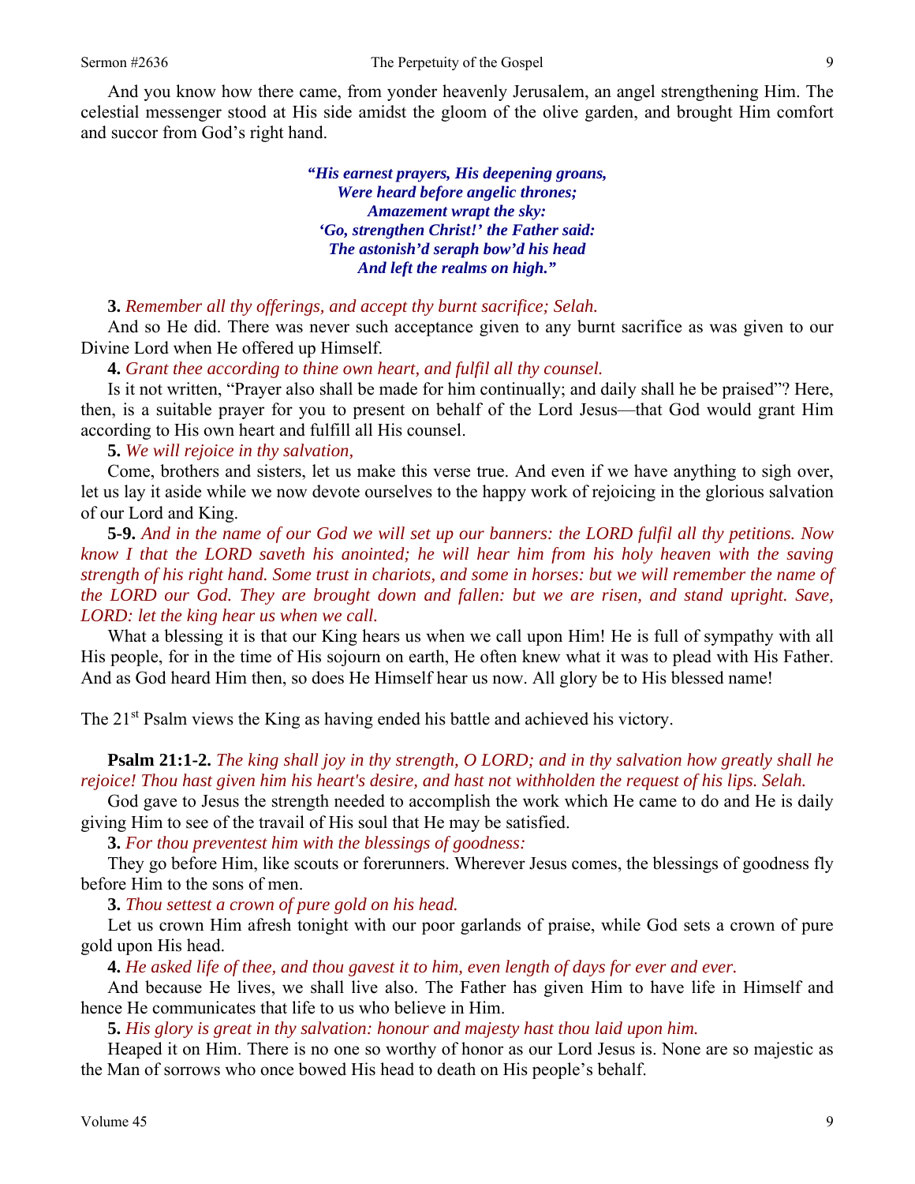And you know how there came, from yonder heavenly Jerusalem, an angel strengthening Him. The celestial messenger stood at His side amidst the gloom of the olive garden, and brought Him comfort and succor from God's right hand.

> ***"His earnest prayers, His deepening groans,***
> ***Were heard before angelic thrones;***
> ***Amazement wrapt the sky:***
> ***'Go, strengthen Christ!' the Father said:***
> ***The astonish'd seraph bow'd his head***
> ***And left the realms on high."***

**3.** *Remember all thy offerings, and accept thy burnt sacrifice; Selah.*

And so He did. There was never such acceptance given to any burnt sacrifice as was given to our Divine Lord when He offered up Himself.

**4.** *Grant thee according to thine own heart, and fulfil all thy counsel.*

Is it not written, "Prayer also shall be made for him continually; and daily shall he be praised"? Here, then, is a suitable prayer for you to present on behalf of the Lord Jesus—that God would grant Him according to His own heart and fulfill all His counsel.

**5.** *We will rejoice in thy salvation,*

Come, brothers and sisters, let us make this verse true. And even if we have anything to sigh over, let us lay it aside while we now devote ourselves to the happy work of rejoicing in the glorious salvation of our Lord and King.

**5-9.** *And in the name of our God we will set up our banners: the LORD fulfil all thy petitions. Now know I that the LORD saveth his anointed; he will hear him from his holy heaven with the saving strength of his right hand. Some trust in chariots, and some in horses: but we will remember the name of the LORD our God. They are brought down and fallen: but we are risen, and stand upright. Save, LORD: let the king hear us when we call.*

What a blessing it is that our King hears us when we call upon Him! He is full of sympathy with all His people, for in the time of His sojourn on earth, He often knew what it was to plead with His Father. And as God heard Him then, so does He Himself hear us now. All glory be to His blessed name!

The 21st Psalm views the King as having ended his battle and achieved his victory.

**Psalm 21:1-2.** *The king shall joy in thy strength, O LORD; and in thy salvation how greatly shall he rejoice! Thou hast given him his heart's desire, and hast not withholden the request of his lips. Selah.*

God gave to Jesus the strength needed to accomplish the work which He came to do and He is daily giving Him to see of the travail of His soul that He may be satisfied.

**3.** *For thou preventest him with the blessings of goodness:*

They go before Him, like scouts or forerunners. Wherever Jesus comes, the blessings of goodness fly before Him to the sons of men.

**3.** *Thou settest a crown of pure gold on his head.*

Let us crown Him afresh tonight with our poor garlands of praise, while God sets a crown of pure gold upon His head.

**4.** *He asked life of thee, and thou gavest it to him, even length of days for ever and ever.*

And because He lives, we shall live also. The Father has given Him to have life in Himself and hence He communicates that life to us who believe in Him.

**5.** *His glory is great in thy salvation: honour and majesty hast thou laid upon him.*

Heaped it on Him. There is no one so worthy of honor as our Lord Jesus is. None are so majestic as the Man of sorrows who once bowed His head to death on His people's behalf.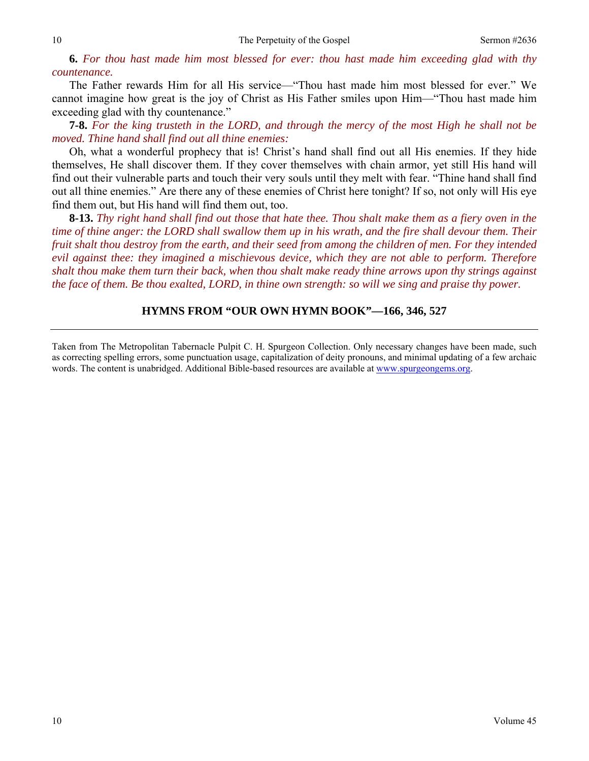**6.** *For thou hast made him most blessed for ever: thou hast made him exceeding glad with thy countenance.*

The Father rewards Him for all His service—"Thou hast made him most blessed for ever." We cannot imagine how great is the joy of Christ as His Father smiles upon Him—"Thou hast made him exceeding glad with thy countenance."

**7-8.** *For the king trusteth in the LORD, and through the mercy of the most High he shall not be moved. Thine hand shall find out all thine enemies:*

Oh, what a wonderful prophecy that is! Christ's hand shall find out all His enemies. If they hide themselves, He shall discover them. If they cover themselves with chain armor, yet still His hand will find out their vulnerable parts and touch their very souls until they melt with fear. "Thine hand shall find out all thine enemies." Are there any of these enemies of Christ here tonight? If so, not only will His eye find them out, but His hand will find them out, too.

**8-13.** *Thy right hand shall find out those that hate thee. Thou shalt make them as a fiery oven in the time of thine anger: the LORD shall swallow them up in his wrath, and the fire shall devour them. Their fruit shalt thou destroy from the earth, and their seed from among the children of men. For they intended evil against thee: they imagined a mischievous device, which they are not able to perform. Therefore shalt thou make them turn their back, when thou shalt make ready thine arrows upon thy strings against the face of them. Be thou exalted, LORD, in thine own strength: so will we sing and praise thy power.*

**HYMNS FROM "OUR OWN HYMN BOOK"—166, 346, 527**

---

Taken from The Metropolitan Tabernacle Pulpit C. H. Spurgeon Collection. Only necessary changes have been made, such as correcting spelling errors, some punctuation usage, capitalization of deity pronouns, and minimal updating of a few archaic words. The content is unabridged. Additional Bible-based resources are available at www.spurgeongems.org.